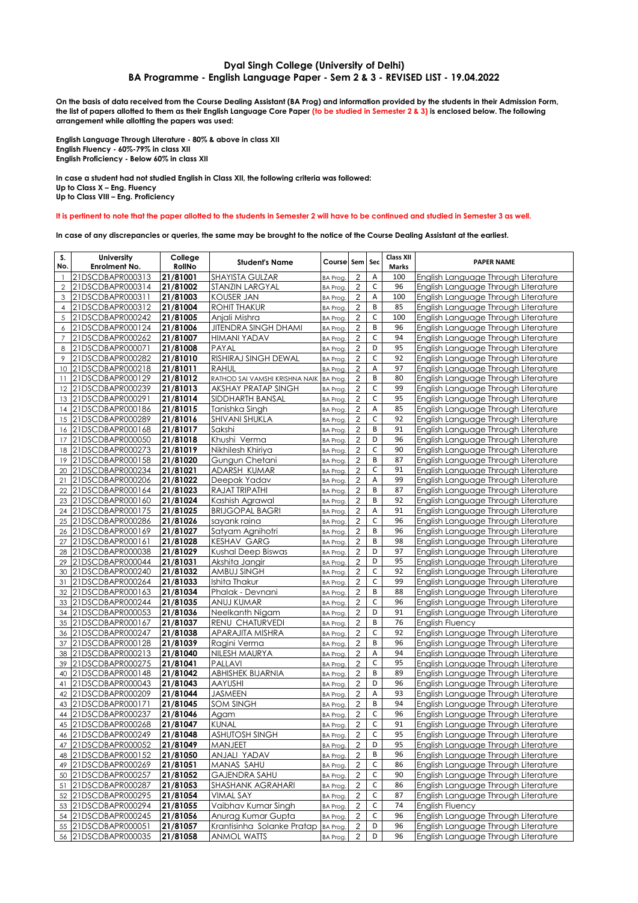# Dyal Singh College (University of Delhi)

## BA Programme - English Language Paper - Sem 2 & 3 - REVISED LIST - 19.04.2022

**On the basis of data received from the Course Dealing Assistant (BA Prog) and information provided by the students in their Admission Form, the list of papers allotted to them as their English Language Core Paper (to be studied in Semester 2 & 3) is enclosed below. The following arrangement while allotting the papers was used:**

**English Language Through Literature - 80% & above in class XII**
**English Fluency - 60%-79% in class XII**
**English Proficiency - Below 60% in class XII**

**In case a student had not studied English in Class XII, the following criteria was followed:**
**Up to Class X – Eng. Fluency**
**Up to Class VIII – Eng. Proficiency**

**It is pertinent to note that the paper allotted to the students in Semester 2 will have to be continued and studied in Semester 3 as well.**

**In case of any discrepancies or queries, the same may be brought to the notice of the Course Dealing Assistant at the earliest.**

| S. No. | University Enrolment No. | College RollNo | Student's Name | Course | Sem | Sec | Class XII Marks | PAPER NAME |
|---|---|---|---|---|---|---|---|---|
| 1 | 21DSCDBAPR000313 | 21/81001 | SHAYISTA GULZAR | BA Prog. | 2 | A | 100 | English Language Through Literature |
| 2 | 21DSCDBAPR000314 | 21/81002 | STANZIN LARGYAL | BA Prog. | 2 | C | 96 | English Language Through Literature |
| 3 | 21DSCDBAPR000311 | 21/81003 | KOUSER JAN | BA Prog. | 2 | A | 100 | English Language Through Literature |
| 4 | 21DSCDBAPR000312 | 21/81004 | ROHIT THAKUR | BA Prog. | 2 | B | 85 | English Language Through Literature |
| 5 | 21DSCDBAPR000242 | 21/81005 | Anjali Mishra | BA Prog. | 2 | C | 100 | English Language Through Literature |
| 6 | 21DSCDBAPR000124 | 21/81006 | JITENDRA SINGH DHAMI | BA Prog. | 2 | B | 96 | English Language Through Literature |
| 7 | 21DSCDBAPR000262 | 21/81007 | HIMANI YADAV | BA Prog. | 2 | C | 94 | English Language Through Literature |
| 8 | 21DSCDBAPR000071 | 21/81008 | PAYAL | BA Prog. | 2 | D | 95 | English Language Through Literature |
| 9 | 21DSCDBAPR000282 | 21/81010 | RISHIRAJ SINGH DEWAL | BA Prog. | 2 | C | 92 | English Language Through Literature |
| 10 | 21DSCDBAPR000218 | 21/81011 | RAHUL | BA Prog. | 2 | A | 97 | English Language Through Literature |
| 11 | 21DSCDBAPR000129 | 21/81012 | RATHOD SAI VAMSHI KRISHNA NAIK | BA Prog. | 2 | B | 80 | English Language Through Literature |
| 12 | 21DSCDBAPR000239 | 21/81013 | AKSHAY PRATAP SINGH | BA Prog. | 2 | C | 99 | English Language Through Literature |
| 13 | 21DSCDBAPR000291 | 21/81014 | SIDDHARTH BANSAL | BA Prog. | 2 | C | 95 | English Language Through Literature |
| 14 | 21DSCDBAPR000186 | 21/81015 | Tanishka Singh | BA Prog. | 2 | A | 85 | English Language Through Literature |
| 15 | 21DSCDBAPR000289 | 21/81016 | SHIVANI SHUKLA | BA Prog. | 2 | C | 92 | English Language Through Literature |
| 16 | 21DSCDBAPR000168 | 21/81017 | Sakshi | BA Prog. | 2 | B | 91 | English Language Through Literature |
| 17 | 21DSCDBAPR000050 | 21/81018 | Khushi Verma | BA Prog. | 2 | D | 96 | English Language Through Literature |
| 18 | 21DSCDBAPR000273 | 21/81019 | Nikhilesh Khiriya | BA Prog. | 2 | C | 90 | English Language Through Literature |
| 19 | 21DSCDBAPR000158 | 21/81020 | Gungun Chetani | BA Prog. | 2 | B | 87 | English Language Through Literature |
| 20 | 21DSCDBAPR000234 | 21/81021 | ADARSH KUMAR | BA Prog. | 2 | C | 91 | English Language Through Literature |
| 21 | 21DSCDBAPR000206 | 21/81022 | Deepak Yadav | BA Prog. | 2 | A | 99 | English Language Through Literature |
| 22 | 21DSCDBAPR000164 | 21/81023 | RAJAT TRIPATHI | BA Prog. | 2 | B | 87 | English Language Through Literature |
| 23 | 21DSCDBAPR000160 | 21/81024 | Kashish Agrawal | BA Prog. | 2 | B | 92 | English Language Through Literature |
| 24 | 21DSCDBAPR000175 | 21/81025 | BRIJGOPAL BAGRI | BA Prog. | 2 | A | 91 | English Language Through Literature |
| 25 | 21DSCDBAPR000286 | 21/81026 | sayank raina | BA Prog. | 2 | C | 96 | English Language Through Literature |
| 26 | 21DSCDBAPR000169 | 21/81027 | Satyam Agnihotri | BA Prog. | 2 | B | 96 | English Language Through Literature |
| 27 | 21DSCDBAPR000161 | 21/81028 | KESHAV GARG | BA Prog. | 2 | B | 98 | English Language Through Literature |
| 28 | 21DSCDBAPR000038 | 21/81029 | Kushal Deep Biswas | BA Prog. | 2 | D | 97 | English Language Through Literature |
| 29 | 21DSCDBAPR000044 | 21/81031 | Akshita Jangir | BA Prog. | 2 | D | 95 | English Language Through Literature |
| 30 | 21DSCDBAPR000240 | 21/81032 | AMBUJ SINGH | BA Prog. | 2 | C | 92 | English Language Through Literature |
| 31 | 21DSCDBAPR000264 | 21/81033 | Ishita Thakur | BA Prog. | 2 | C | 99 | English Language Through Literature |
| 32 | 21DSCDBAPR000163 | 21/81034 | Phalak - Devnani | BA Prog. | 2 | B | 88 | English Language Through Literature |
| 33 | 21DSCDBAPR000244 | 21/81035 | ANUJ KUMAR | BA Prog. | 2 | C | 96 | English Language Through Literature |
| 34 | 21DSCDBAPR000053 | 21/81036 | Neelkanth Nigam | BA Prog. | 2 | D | 91 | English Language Through Literature |
| 35 | 21DSCDBAPR000167 | 21/81037 | RENU CHATURVEDI | BA Prog. | 2 | B | 76 | English Fluency |
| 36 | 21DSCDBAPR000247 | 21/81038 | APARAJITA MISHRA | BA Prog. | 2 | C | 92 | English Language Through Literature |
| 37 | 21DSCDBAPR000128 | 21/81039 | Ragini Verma | BA Prog. | 2 | B | 96 | English Language Through Literature |
| 38 | 21DSCDBAPR000213 | 21/81040 | NILESH MAURYA | BA Prog. | 2 | A | 94 | English Language Through Literature |
| 39 | 21DSCDBAPR000275 | 21/81041 | PALLAVI | BA Prog. | 2 | C | 95 | English Language Through Literature |
| 40 | 21DSCDBAPR000148 | 21/81042 | ABHISHEK BIJARNIA | BA Prog. | 2 | B | 89 | English Language Through Literature |
| 41 | 21DSCDBAPR000043 | 21/81043 | AAYUSHI | BA Prog. | 2 | D | 96 | English Language Through Literature |
| 42 | 21DSCDBAPR000209 | 21/81044 | JASMEEN | BA Prog. | 2 | A | 93 | English Language Through Literature |
| 43 | 21DSCDBAPR000171 | 21/81045 | SOM SINGH | BA Prog. | 2 | B | 94 | English Language Through Literature |
| 44 | 21DSCDBAPR000237 | 21/81046 | Agam | BA Prog. | 2 | C | 96 | English Language Through Literature |
| 45 | 21DSCDBAPR000268 | 21/81047 | KUNAL | BA Prog. | 2 | C | 91 | English Language Through Literature |
| 46 | 21DSCDBAPR000249 | 21/81048 | ASHUTOSH SINGH | BA Prog. | 2 | C | 95 | English Language Through Literature |
| 47 | 21DSCDBAPR000052 | 21/81049 | MANJEET | BA Prog. | 2 | D | 95 | English Language Through Literature |
| 48 | 21DSCDBAPR000152 | 21/81050 | ANJALI YADAV | BA Prog. | 2 | B | 96 | English Language Through Literature |
| 49 | 21DSCDBAPR000269 | 21/81051 | MANAS SAHU | BA Prog. | 2 | C | 86 | English Language Through Literature |
| 50 | 21DSCDBAPR000257 | 21/81052 | GAJENDRA SAHU | BA Prog. | 2 | C | 90 | English Language Through Literature |
| 51 | 21DSCDBAPR000287 | 21/81053 | SHASHANK AGRAHARI | BA Prog. | 2 | C | 86 | English Language Through Literature |
| 52 | 21DSCDBAPR000295 | 21/81054 | VIMAL SAY | BA Prog. | 2 | C | 87 | English Language Through Literature |
| 53 | 21DSCDBAPR000294 | 21/81055 | Vaibhav Kumar Singh | BA Prog. | 2 | C | 74 | English Fluency |
| 54 | 21DSCDBAPR000245 | 21/81056 | Anurag Kumar Gupta | BA Prog. | 2 | C | 96 | English Language Through Literature |
| 55 | 21DSCDBAPR000051 | 21/81057 | Krantisinha Solanke Pratap | BA Prog. | 2 | D | 96 | English Language Through Literature |
| 56 | 21DSCDBAPR000035 | 21/81058 | ANMOL WATTS | BA Prog. | 2 | D | 96 | English Language Through Literature |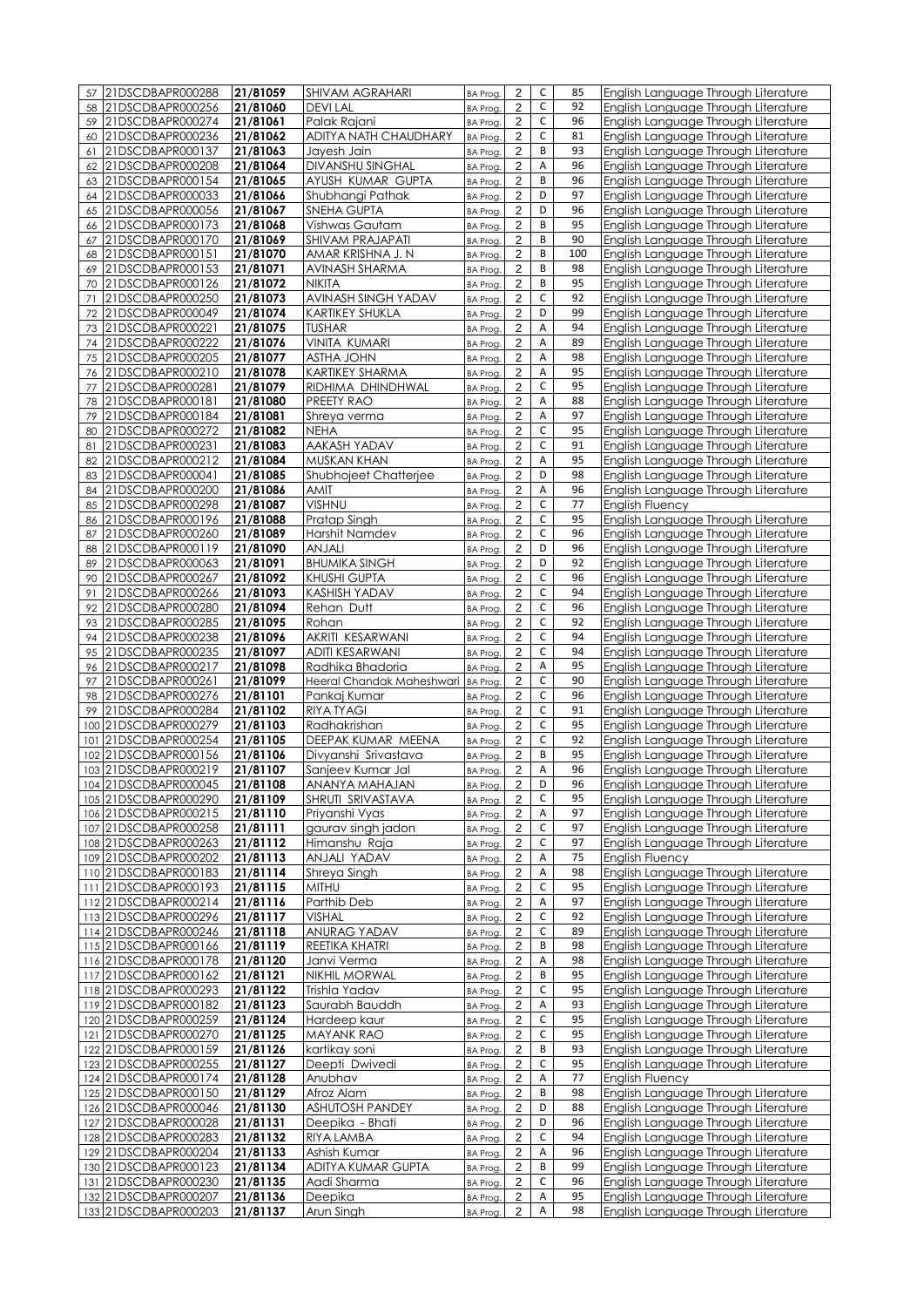| | | | | | | | | |
|---|---|---|---|---|---|---|---|---|
| 57 | 21DSCDBAPR000288 | 21/81059 | SHIVAM AGRAHARI | BA Prog. | 2 | C | 85 | English Language Through Literature |
| 58 | 21DSCDBAPR000256 | 21/81060 | DEVI LAL | BA Prog. | 2 | C | 92 | English Language Through Literature |
| 59 | 21DSCDBAPR000274 | 21/81061 | Palak Rajani | BA Prog. | 2 | C | 96 | English Language Through Literature |
| 60 | 21DSCDBAPR000236 | 21/81062 | ADITYA NATH CHAUDHARY | BA Prog. | 2 | C | 81 | English Language Through Literature |
| 61 | 21DSCDBAPR000137 | 21/81063 | Jayesh Jain | BA Prog. | 2 | B | 93 | English Language Through Literature |
| 62 | 21DSCDBAPR000208 | 21/81064 | DIVANSHU SINGHAL | BA Prog. | 2 | A | 96 | English Language Through Literature |
| 63 | 21DSCDBAPR000154 | 21/81065 | AYUSH KUMAR GUPTA | BA Prog. | 2 | B | 96 | English Language Through Literature |
| 64 | 21DSCDBAPR000033 | 21/81066 | Shubhangi Pathak | BA Prog. | 2 | D | 97 | English Language Through Literature |
| 65 | 21DSCDBAPR000056 | 21/81067 | SNEHA GUPTA | BA Prog. | 2 | D | 96 | English Language Through Literature |
| 66 | 21DSCDBAPR000173 | 21/81068 | Vishwas Gautam | BA Prog. | 2 | B | 95 | English Language Through Literature |
| 67 | 21DSCDBAPR000170 | 21/81069 | SHIVAM PRAJAPATI | BA Prog. | 2 | B | 90 | English Language Through Literature |
| 68 | 21DSCDBAPR000151 | 21/81070 | AMAR KRISHNA J. N | BA Prog. | 2 | B | 100 | English Language Through Literature |
| 69 | 21DSCDBAPR000153 | 21/81071 | AVINASH SHARMA | BA Prog. | 2 | B | 98 | English Language Through Literature |
| 70 | 21DSCDBAPR000126 | 21/81072 | NIKITA | BA Prog. | 2 | B | 95 | English Language Through Literature |
| 71 | 21DSCDBAPR000250 | 21/81073 | AVINASH SINGH YADAV | BA Prog. | 2 | C | 92 | English Language Through Literature |
| 72 | 21DSCDBAPR000049 | 21/81074 | KARTIKEY SHUKLA | BA Prog. | 2 | D | 99 | English Language Through Literature |
| 73 | 21DSCDBAPR000221 | 21/81075 | TUSHAR | BA Prog. | 2 | A | 94 | English Language Through Literature |
| 74 | 21DSCDBAPR000222 | 21/81076 | VINITA KUMARI | BA Prog. | 2 | A | 89 | English Language Through Literature |
| 75 | 21DSCDBAPR000205 | 21/81077 | ASTHA JOHN | BA Prog. | 2 | A | 98 | English Language Through Literature |
| 76 | 21DSCDBAPR000210 | 21/81078 | KARTIKEY SHARMA | BA Prog. | 2 | A | 95 | English Language Through Literature |
| 77 | 21DSCDBAPR000281 | 21/81079 | RIDHIMA DHINDHWAL | BA Prog. | 2 | C | 95 | English Language Through Literature |
| 78 | 21DSCDBAPR000181 | 21/81080 | PREETY RAO | BA Prog. | 2 | A | 88 | English Language Through Literature |
| 79 | 21DSCDBAPR000184 | 21/81081 | Shreya verma | BA Prog. | 2 | A | 97 | English Language Through Literature |
| 80 | 21DSCDBAPR000272 | 21/81082 | NEHA | BA Prog. | 2 | C | 95 | English Language Through Literature |
| 81 | 21DSCDBAPR000231 | 21/81083 | AAKASH YADAV | BA Prog. | 2 | C | 91 | English Language Through Literature |
| 82 | 21DSCDBAPR000212 | 21/81084 | MUSKAN KHAN | BA Prog. | 2 | A | 95 | English Language Through Literature |
| 83 | 21DSCDBAPR000041 | 21/81085 | Shubhojeet Chatterjee | BA Prog. | 2 | D | 98 | English Language Through Literature |
| 84 | 21DSCDBAPR000200 | 21/81086 | AMIT | BA Prog. | 2 | A | 96 | English Language Through Literature |
| 85 | 21DSCDBAPR000298 | 21/81087 | VISHNU | BA Prog. | 2 | C | 77 | English Fluency |
| 86 | 21DSCDBAPR000196 | 21/81088 | Pratap Singh | BA Prog. | 2 | C | 95 | English Language Through Literature |
| 87 | 21DSCDBAPR000260 | 21/81089 | Harshit Namdev | BA Prog. | 2 | C | 96 | English Language Through Literature |
| 88 | 21DSCDBAPR000119 | 21/81090 | ANJALI | BA Prog. | 2 | D | 96 | English Language Through Literature |
| 89 | 21DSCDBAPR000063 | 21/81091 | BHUMIKA SINGH | BA Prog. | 2 | D | 92 | English Language Through Literature |
| 90 | 21DSCDBAPR000267 | 21/81092 | KHUSHI GUPTA | BA Prog. | 2 | C | 96 | English Language Through Literature |
| 91 | 21DSCDBAPR000266 | 21/81093 | KASHISH YADAV | BA Prog. | 2 | C | 94 | English Language Through Literature |
| 92 | 21DSCDBAPR000280 | 21/81094 | Rehan Dutt | BA Prog. | 2 | C | 96 | English Language Through Literature |
| 93 | 21DSCDBAPR000285 | 21/81095 | Rohan | BA Prog. | 2 | C | 92 | English Language Through Literature |
| 94 | 21DSCDBAPR000238 | 21/81096 | AKRITI KESARWANI | BA Prog. | 2 | C | 94 | English Language Through Literature |
| 95 | 21DSCDBAPR000235 | 21/81097 | ADITI KESARWANI | BA Prog. | 2 | C | 94 | English Language Through Literature |
| 96 | 21DSCDBAPR000217 | 21/81098 | Radhika Bhadoria | BA Prog. | 2 | A | 95 | English Language Through Literature |
| 97 | 21DSCDBAPR000261 | 21/81099 | Heeral Chandak Maheshwari | BA Prog. | 2 | C | 90 | English Language Through Literature |
| 98 | 21DSCDBAPR000276 | 21/81101 | Pankaj Kumar | BA Prog. | 2 | C | 96 | English Language Through Literature |
| 99 | 21DSCDBAPR000284 | 21/81102 | RIYA TYAGI | BA Prog. | 2 | C | 91 | English Language Through Literature |
| 100 | 21DSCDBAPR000279 | 21/81103 | Radhakrishan | BA Prog. | 2 | C | 95 | English Language Through Literature |
| 101 | 21DSCDBAPR000254 | 21/81105 | DEEPAK KUMAR MEENA | BA Prog. | 2 | C | 92 | English Language Through Literature |
| 102 | 21DSCDBAPR000156 | 21/81106 | Divyanshi Srivastava | BA Prog. | 2 | B | 95 | English Language Through Literature |
| 103 | 21DSCDBAPR000219 | 21/81107 | Sanjeev Kumar Jal | BA Prog. | 2 | A | 96 | English Language Through Literature |
| 104 | 21DSCDBAPR000045 | 21/81108 | ANANYA MAHAJAN | BA Prog. | 2 | D | 96 | English Language Through Literature |
| 105 | 21DSCDBAPR000290 | 21/81109 | SHRUTI SRIVASTAVA | BA Prog. | 2 | C | 95 | English Language Through Literature |
| 106 | 21DSCDBAPR000215 | 21/81110 | Priyanshi Vyas | BA Prog. | 2 | A | 97 | English Language Through Literature |
| 107 | 21DSCDBAPR000258 | 21/81111 | gaurav singh jadon | BA Prog. | 2 | C | 97 | English Language Through Literature |
| 108 | 21DSCDBAPR000263 | 21/81112 | Himanshu Raja | BA Prog. | 2 | C | 97 | English Language Through Literature |
| 109 | 21DSCDBAPR000202 | 21/81113 | ANJALI YADAV | BA Prog. | 2 | A | 75 | English Fluency |
| 110 | 21DSCDBAPR000183 | 21/81114 | Shreya Singh | BA Prog. | 2 | A | 98 | English Language Through Literature |
| 111 | 21DSCDBAPR000193 | 21/81115 | MITHU | BA Prog. | 2 | C | 95 | English Language Through Literature |
| 112 | 21DSCDBAPR000214 | 21/81116 | Parthib Deb | BA Prog. | 2 | A | 97 | English Language Through Literature |
| 113 | 21DSCDBAPR000296 | 21/81117 | VISHAL | BA Prog. | 2 | C | 92 | English Language Through Literature |
| 114 | 21DSCDBAPR000246 | 21/81118 | ANURAG YADAV | BA Prog. | 2 | C | 89 | English Language Through Literature |
| 115 | 21DSCDBAPR000166 | 21/81119 | REETIKA KHATRI | BA Prog. | 2 | B | 98 | English Language Through Literature |
| 116 | 21DSCDBAPR000178 | 21/81120 | Janvi Verma | BA Prog. | 2 | A | 98 | English Language Through Literature |
| 117 | 21DSCDBAPR000162 | 21/81121 | NIKHIL MORWAL | BA Prog. | 2 | B | 95 | English Language Through Literature |
| 118 | 21DSCDBAPR000293 | 21/81122 | Trishla Yadav | BA Prog. | 2 | C | 95 | English Language Through Literature |
| 119 | 21DSCDBAPR000182 | 21/81123 | Saurabh Bauddh | BA Prog. | 2 | A | 93 | English Language Through Literature |
| 120 | 21DSCDBAPR000259 | 21/81124 | Hardeep kaur | BA Prog. | 2 | C | 95 | English Language Through Literature |
| 121 | 21DSCDBAPR000270 | 21/81125 | MAYANK RAO | BA Prog. | 2 | C | 95 | English Language Through Literature |
| 122 | 21DSCDBAPR000159 | 21/81126 | kartikay soni | BA Prog. | 2 | B | 93 | English Language Through Literature |
| 123 | 21DSCDBAPR000255 | 21/81127 | Deepti Dwivedi | BA Prog. | 2 | C | 95 | English Language Through Literature |
| 124 | 21DSCDBAPR000174 | 21/81128 | Anubhav | BA Prog. | 2 | A | 77 | English Fluency |
| 125 | 21DSCDBAPR000150 | 21/81129 | Afroz Alam | BA Prog. | 2 | B | 98 | English Language Through Literature |
| 126 | 21DSCDBAPR000046 | 21/81130 | ASHUTOSH PANDEY | BA Prog. | 2 | D | 88 | English Language Through Literature |
| 127 | 21DSCDBAPR000028 | 21/81131 | Deepika - Bhati | BA Prog. | 2 | D | 96 | English Language Through Literature |
| 128 | 21DSCDBAPR000283 | 21/81132 | RIYA LAMBA | BA Prog. | 2 | C | 94 | English Language Through Literature |
| 129 | 21DSCDBAPR000204 | 21/81133 | Ashish Kumar | BA Prog. | 2 | A | 96 | English Language Through Literature |
| 130 | 21DSCDBAPR000123 | 21/81134 | ADITYA KUMAR GUPTA | BA Prog. | 2 | B | 99 | English Language Through Literature |
| 131 | 21DSCDBAPR000230 | 21/81135 | Aadi Sharma | BA Prog. | 2 | C | 96 | English Language Through Literature |
| 132 | 21DSCDBAPR000207 | 21/81136 | Deepika | BA Prog. | 2 | A | 95 | English Language Through Literature |
| 133 | 21DSCDBAPR000203 | 21/81137 | Arun Singh | BA Prog. | 2 | A | 98 | English Language Through Literature |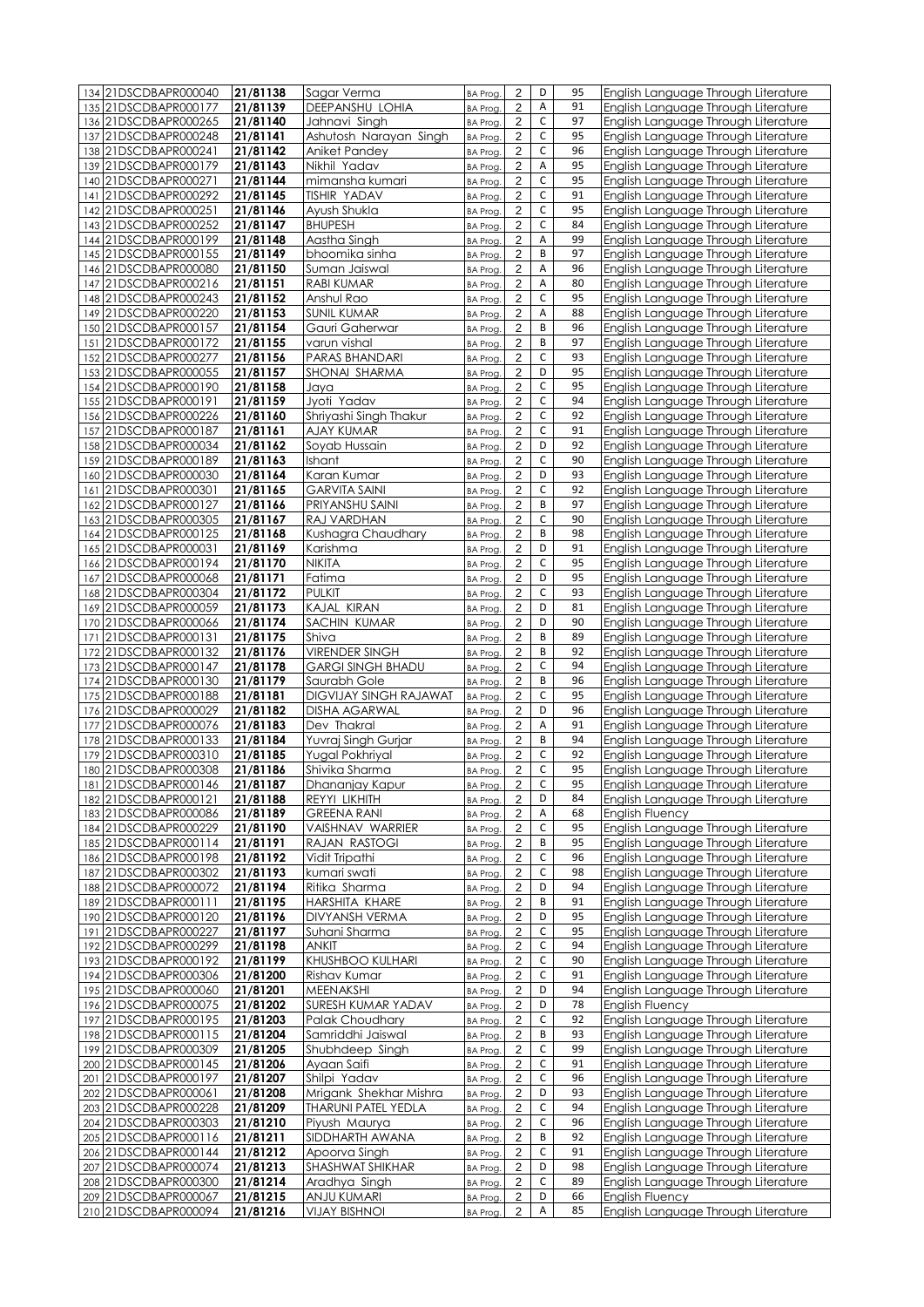| 134 | 21DSCDBAPR000040 | 21/81138 | Sagar Verma | BA Prog. | 2 | D | 95 | English Language Through Literature |
|---|---|---|---|---|---|---|---|---|
| 135 | 21DSCDBAPR000177 | 21/81139 | DEEPANSHU LOHIA | BA Prog. | 2 | A | 91 | English Language Through Literature |
| 136 | 21DSCDBAPR000265 | 21/81140 | Jahnavi Singh | BA Prog. | 2 | C | 97 | English Language Through Literature |
| 137 | 21DSCDBAPR000248 | 21/81141 | Ashutosh Narayan Singh | BA Prog. | 2 | C | 95 | English Language Through Literature |
| 138 | 21DSCDBAPR000241 | 21/81142 | Aniket Pandey | BA Prog. | 2 | C | 96 | English Language Through Literature |
| 139 | 21DSCDBAPR000179 | 21/81143 | Nikhil Yadav | BA Prog. | 2 | A | 95 | English Language Through Literature |
| 140 | 21DSCDBAPR000271 | 21/81144 | mimansha kumari | BA Prog. | 2 | C | 95 | English Language Through Literature |
| 141 | 21DSCDBAPR000292 | 21/81145 | TISHIR YADAV | BA Prog. | 2 | C | 91 | English Language Through Literature |
| 142 | 21DSCDBAPR000251 | 21/81146 | Ayush Shukla | BA Prog. | 2 | C | 95 | English Language Through Literature |
| 143 | 21DSCDBAPR000252 | 21/81147 | BHUPESH | BA Prog. | 2 | C | 84 | English Language Through Literature |
| 144 | 21DSCDBAPR000199 | 21/81148 | Aastha Singh | BA Prog. | 2 | A | 99 | English Language Through Literature |
| 145 | 21DSCDBAPR000155 | 21/81149 | bhoomika sinha | BA Prog. | 2 | B | 97 | English Language Through Literature |
| 146 | 21DSCDBAPR000080 | 21/81150 | Suman Jaiswal | BA Prog. | 2 | A | 96 | English Language Through Literature |
| 147 | 21DSCDBAPR000216 | 21/81151 | RABI KUMAR | BA Prog. | 2 | A | 80 | English Language Through Literature |
| 148 | 21DSCDBAPR000243 | 21/81152 | Anshul Rao | BA Prog. | 2 | C | 95 | English Language Through Literature |
| 149 | 21DSCDBAPR000220 | 21/81153 | SUNIL KUMAR | BA Prog. | 2 | A | 88 | English Language Through Literature |
| 150 | 21DSCDBAPR000157 | 21/81154 | Gauri Gaherwar | BA Prog. | 2 | B | 96 | English Language Through Literature |
| 151 | 21DSCDBAPR000172 | 21/81155 | varun vishal | BA Prog. | 2 | B | 97 | English Language Through Literature |
| 152 | 21DSCDBAPR000277 | 21/81156 | PARAS BHANDARI | BA Prog. | 2 | C | 93 | English Language Through Literature |
| 153 | 21DSCDBAPR000055 | 21/81157 | SHONAI SHARMA | BA Prog. | 2 | D | 95 | English Language Through Literature |
| 154 | 21DSCDBAPR000190 | 21/81158 | Jaya | BA Prog. | 2 | C | 95 | English Language Through Literature |
| 155 | 21DSCDBAPR000191 | 21/81159 | Jyoti Yadav | BA Prog. | 2 | C | 94 | English Language Through Literature |
| 156 | 21DSCDBAPR000226 | 21/81160 | Shriyashi Singh Thakur | BA Prog. | 2 | C | 92 | English Language Through Literature |
| 157 | 21DSCDBAPR000187 | 21/81161 | AJAY KUMAR | BA Prog. | 2 | C | 91 | English Language Through Literature |
| 158 | 21DSCDBAPR000034 | 21/81162 | Soyab Hussain | BA Prog. | 2 | D | 92 | English Language Through Literature |
| 159 | 21DSCDBAPR000189 | 21/81163 | Ishant | BA Prog. | 2 | C | 90 | English Language Through Literature |
| 160 | 21DSCDBAPR000030 | 21/81164 | Karan Kumar | BA Prog. | 2 | D | 93 | English Language Through Literature |
| 161 | 21DSCDBAPR000301 | 21/81165 | GARVITA SAINI | BA Prog. | 2 | C | 92 | English Language Through Literature |
| 162 | 21DSCDBAPR000127 | 21/81166 | PRIYANSHU SAINI | BA Prog. | 2 | B | 97 | English Language Through Literature |
| 163 | 21DSCDBAPR000305 | 21/81167 | RAJ VARDHAN | BA Prog. | 2 | C | 90 | English Language Through Literature |
| 164 | 21DSCDBAPR000125 | 21/81168 | Kushagra Chaudhary | BA Prog. | 2 | B | 98 | English Language Through Literature |
| 165 | 21DSCDBAPR000031 | 21/81169 | Karishma | BA Prog. | 2 | D | 91 | English Language Through Literature |
| 166 | 21DSCDBAPR000194 | 21/81170 | NIKITA | BA Prog. | 2 | C | 95 | English Language Through Literature |
| 167 | 21DSCDBAPR000068 | 21/81171 | Fatima | BA Prog. | 2 | D | 95 | English Language Through Literature |
| 168 | 21DSCDBAPR000304 | 21/81172 | PULKIT | BA Prog. | 2 | C | 93 | English Language Through Literature |
| 169 | 21DSCDBAPR000059 | 21/81173 | KAJAL KIRAN | BA Prog. | 2 | D | 81 | English Language Through Literature |
| 170 | 21DSCDBAPR000066 | 21/81174 | SACHIN KUMAR | BA Prog. | 2 | D | 90 | English Language Through Literature |
| 171 | 21DSCDBAPR000131 | 21/81175 | Shiva | BA Prog. | 2 | B | 89 | English Language Through Literature |
| 172 | 21DSCDBAPR000132 | 21/81176 | VIRENDER SINGH | BA Prog. | 2 | B | 92 | English Language Through Literature |
| 173 | 21DSCDBAPR000147 | 21/81178 | GARGI SINGH BHADU | BA Prog. | 2 | C | 94 | English Language Through Literature |
| 174 | 21DSCDBAPR000130 | 21/81179 | Saurabh Gole | BA Prog. | 2 | B | 96 | English Language Through Literature |
| 175 | 21DSCDBAPR000188 | 21/81181 | DIGVIJAY SINGH RAJAWAT | BA Prog. | 2 | C | 95 | English Language Through Literature |
| 176 | 21DSCDBAPR000029 | 21/81182 | DISHA AGARWAL | BA Prog. | 2 | D | 96 | English Language Through Literature |
| 177 | 21DSCDBAPR000076 | 21/81183 | Dev Thakral | BA Prog. | 2 | A | 91 | English Language Through Literature |
| 178 | 21DSCDBAPR000133 | 21/81184 | Yuvraj Singh Gurjar | BA Prog. | 2 | B | 94 | English Language Through Literature |
| 179 | 21DSCDBAPR000310 | 21/81185 | Yugal Pokhriyal | BA Prog. | 2 | C | 92 | English Language Through Literature |
| 180 | 21DSCDBAPR000308 | 21/81186 | Shivika Sharma | BA Prog. | 2 | C | 95 | English Language Through Literature |
| 181 | 21DSCDBAPR000146 | 21/81187 | Dhananjay Kapur | BA Prog. | 2 | C | 95 | English Language Through Literature |
| 182 | 21DSCDBAPR000121 | 21/81188 | REYYI LIKHITH | BA Prog. | 2 | D | 84 | English Language Through Literature |
| 183 | 21DSCDBAPR000086 | 21/81189 | GREENA RANI | BA Prog. | 2 | A | 68 | English Fluency |
| 184 | 21DSCDBAPR000229 | 21/81190 | VAISHNAV WARRIER | BA Prog. | 2 | C | 95 | English Language Through Literature |
| 185 | 21DSCDBAPR000114 | 21/81191 | RAJAN RASTOGI | BA Prog. | 2 | B | 95 | English Language Through Literature |
| 186 | 21DSCDBAPR000198 | 21/81192 | Vidit Tripathi | BA Prog. | 2 | C | 96 | English Language Through Literature |
| 187 | 21DSCDBAPR000302 | 21/81193 | kumari swati | BA Prog. | 2 | C | 98 | English Language Through Literature |
| 188 | 21DSCDBAPR000072 | 21/81194 | Ritika Sharma | BA Prog. | 2 | D | 94 | English Language Through Literature |
| 189 | 21DSCDBAPR000111 | 21/81195 | HARSHITA KHARE | BA Prog. | 2 | B | 91 | English Language Through Literature |
| 190 | 21DSCDBAPR000120 | 21/81196 | DIVYANSH VERMA | BA Prog. | 2 | D | 95 | English Language Through Literature |
| 191 | 21DSCDBAPR000227 | 21/81197 | Suhani Sharma | BA Prog. | 2 | C | 95 | English Language Through Literature |
| 192 | 21DSCDBAPR000299 | 21/81198 | ANKIT | BA Prog. | 2 | C | 94 | English Language Through Literature |
| 193 | 21DSCDBAPR000192 | 21/81199 | KHUSHBOO KULHARI | BA Prog. | 2 | C | 90 | English Language Through Literature |
| 194 | 21DSCDBAPR000306 | 21/81200 | Rishav Kumar | BA Prog. | 2 | C | 91 | English Language Through Literature |
| 195 | 21DSCDBAPR000060 | 21/81201 | MEENAKSHI | BA Prog. | 2 | D | 94 | English Language Through Literature |
| 196 | 21DSCDBAPR000075 | 21/81202 | SURESH KUMAR YADAV | BA Prog. | 2 | D | 78 | English Fluency |
| 197 | 21DSCDBAPR000195 | 21/81203 | Palak Choudhary | BA Prog. | 2 | C | 92 | English Language Through Literature |
| 198 | 21DSCDBAPR000115 | 21/81204 | Samriddhi Jaiswal | BA Prog. | 2 | B | 93 | English Language Through Literature |
| 199 | 21DSCDBAPR000309 | 21/81205 | Shubhdeep Singh | BA Prog. | 2 | C | 99 | English Language Through Literature |
| 200 | 21DSCDBAPR000145 | 21/81206 | Ayaan Saifi | BA Prog. | 2 | C | 91 | English Language Through Literature |
| 201 | 21DSCDBAPR000197 | 21/81207 | Shilpi Yadav | BA Prog. | 2 | C | 96 | English Language Through Literature |
| 202 | 21DSCDBAPR000061 | 21/81208 | Mrigank Shekhar Mishra | BA Prog. | 2 | D | 93 | English Language Through Literature |
| 203 | 21DSCDBAPR000228 | 21/81209 | THARUNI PATEL YEDLA | BA Prog. | 2 | C | 94 | English Language Through Literature |
| 204 | 21DSCDBAPR000303 | 21/81210 | Piyush Maurya | BA Prog. | 2 | C | 96 | English Language Through Literature |
| 205 | 21DSCDBAPR000116 | 21/81211 | SIDDHARTH AWANA | BA Prog. | 2 | B | 92 | English Language Through Literature |
| 206 | 21DSCDBAPR000144 | 21/81212 | Apoorva Singh | BA Prog. | 2 | C | 91 | English Language Through Literature |
| 207 | 21DSCDBAPR000074 | 21/81213 | SHASHWAT SHIKHAR | BA Prog. | 2 | D | 98 | English Language Through Literature |
| 208 | 21DSCDBAPR000300 | 21/81214 | Aradhya Singh | BA Prog. | 2 | C | 89 | English Language Through Literature |
| 209 | 21DSCDBAPR000067 | 21/81215 | ANJU KUMARI | BA Prog. | 2 | D | 66 | English Fluency |
| 210 | 21DSCDBAPR000094 | 21/81216 | VIJAY BISHNOI | BA Prog. | 2 | A | 85 | English Language Through Literature |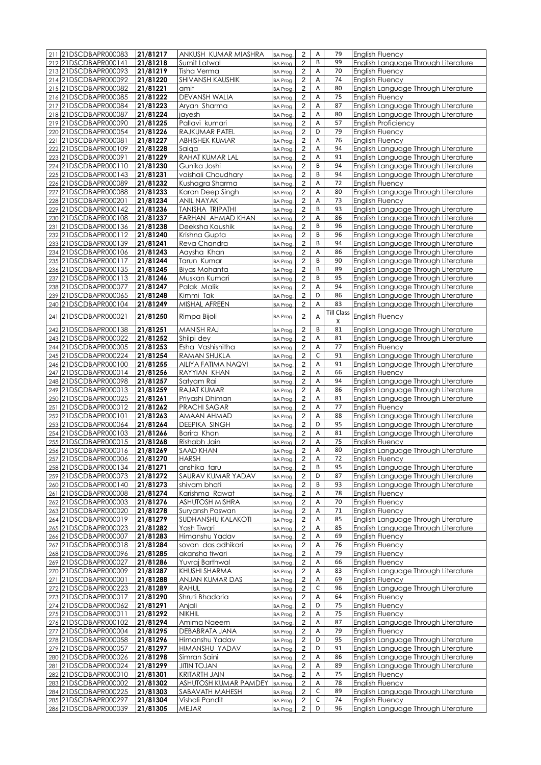| | | | | | | | | |
|---|---|---|---|---|---|---|---|---|
| 211 | 21DSCDBAPR000083 | 21/81217 | ANKUSH KUMAR MIASHRA | BA Prog. | 2 | A | 79 | English Fluency |
| 212 | 21DSCDBAPR000141 | 21/81218 | Sumit Latwal | BA Prog. | 2 | B | 99 | English Language Through Literature |
| 213 | 21DSCDBAPR000093 | 21/81219 | Tisha Verma | BA Prog. | 2 | A | 70 | English Fluency |
| 214 | 21DSCDBAPR000092 | 21/81220 | SHIVANSH KAUSHIK | BA Prog. | 2 | A | 74 | English Fluency |
| 215 | 21DSCDBAPR000082 | 21/81221 | amit | BA Prog. | 2 | A | 80 | English Language Through Literature |
| 216 | 21DSCDBAPR000085 | 21/81222 | DEVANSH WALIA | BA Prog. | 2 | A | 75 | English Fluency |
| 217 | 21DSCDBAPR000084 | 21/81223 | Aryan Sharma | BA Prog. | 2 | A | 87 | English Language Through Literature |
| 218 | 21DSCDBAPR000087 | 21/81224 | jayesh | BA Prog. | 2 | A | 80 | English Language Through Literature |
| 219 | 21DSCDBAPR000090 | 21/81225 | Pallavi kumari | BA Prog. | 2 | A | 57 | English Proficiency |
| 220 | 21DSCDBAPR000054 | 21/81226 | RAJKUMAR PATEL | BA Prog. | 2 | D | 79 | English Fluency |
| 221 | 21DSCDBAPR000081 | 21/81227 | ABHISHEK KUMAR | BA Prog. | 2 | A | 76 | English Fluency |
| 222 | 21DSCDBAPR000109 | 21/81228 | Saiqa | BA Prog. | 2 | A | 94 | English Language Through Literature |
| 223 | 21DSCDBAPR000091 | 21/81229 | RAHAT KUMAR LAL | BA Prog. | 2 | A | 91 | English Language Through Literature |
| 224 | 21DSCDBAPR000110 | 21/81230 | Gunika Joshi | BA Prog. | 2 | B | 94 | English Language Through Literature |
| 225 | 21DSCDBAPR000143 | 21/81231 | vaishali Choudhary | BA Prog. | 2 | B | 94 | English Language Through Literature |
| 226 | 21DSCDBAPR000089 | 21/81232 | Kushagra Sharma | BA Prog. | 2 | A | 72 | English Fluency |
| 227 | 21DSCDBAPR000088 | 21/81233 | Karan Deep Singh | BA Prog. | 2 | A | 80 | English Language Through Literature |
| 228 | 21DSCDBAPR000201 | 21/81234 | ANIL NAYAK | BA Prog. | 2 | A | 73 | English Fluency |
| 229 | 21DSCDBAPR000142 | 21/81236 | TANISHA TRIPATHI | BA Prog. | 2 | B | 93 | English Language Through Literature |
| 230 | 21DSCDBAPR000108 | 21/81237 | FARHAN AHMAD KHAN | BA Prog. | 2 | A | 86 | English Language Through Literature |
| 231 | 21DSCDBAPR000136 | 21/81238 | Deeksha Kaushik | BA Prog. | 2 | B | 96 | English Language Through Literature |
| 232 | 21DSCDBAPR000112 | 21/81240 | Krishna Gupta | BA Prog. | 2 | B | 96 | English Language Through Literature |
| 233 | 21DSCDBAPR000139 | 21/81241 | Reva Chandra | BA Prog. | 2 | B | 94 | English Language Through Literature |
| 234 | 21DSCDBAPR000106 | 21/81243 | Aaysha Khan | BA Prog. | 2 | A | 86 | English Language Through Literature |
| 235 | 21DSCDBAPR000117 | 21/81244 | Tarun Kumar | BA Prog. | 2 | B | 90 | English Language Through Literature |
| 236 | 21DSCDBAPR000135 | 21/81245 | Biyas Mohanta | BA Prog. | 2 | B | 89 | English Language Through Literature |
| 237 | 21DSCDBAPR000113 | 21/81246 | Muskan Kumari | BA Prog. | 2 | B | 95 | English Language Through Literature |
| 238 | 21DSCDBAPR000077 | 21/81247 | Palak Malik | BA Prog. | 2 | A | 94 | English Language Through Literature |
| 239 | 21DSCDBAPR000065 | 21/81248 | Kimmi Tak | BA Prog. | 2 | D | 86 | English Language Through Literature |
| 240 | 21DSCDBAPR000104 | 21/81249 | MISHAL AFREEN | BA Prog. | 2 | A | 83 | English Language Through Literature |
| 241 | 21DSCDBAPR000021 | 21/81250 | Rimpa Bijoli | BA Prog. | 2 | A | Till Class X | English Fluency |
| 242 | 21DSCDBAPR000138 | 21/81251 | MANISH RAJ | BA Prog. | 2 | B | 81 | English Language Through Literature |
| 243 | 21DSCDBAPR000022 | 21/81252 | Shilpi dey | BA Prog. | 2 | A | 81 | English Language Through Literature |
| 244 | 21DSCDBAPR000005 | 21/81253 | Esha Vashishitha | BA Prog. | 2 | A | 77 | English Fluency |
| 245 | 21DSCDBAPR000224 | 21/81254 | RAMAN SHUKLA | BA Prog. | 2 | C | 91 | English Language Through Literature |
| 246 | 21DSCDBAPR000100 | 21/81255 | AILIYA FATIMA NAQVI | BA Prog. | 2 | A | 91 | English Language Through Literature |
| 247 | 21DSCDBAPR000014 | 21/81256 | RAYYIAN KHAN | BA Prog. | 2 | A | 66 | English Fluency |
| 248 | 21DSCDBAPR000098 | 21/81257 | Satyam Rai | BA Prog. | 2 | A | 94 | English Language Through Literature |
| 249 | 21DSCDBAPR000013 | 21/81259 | RAJAT KUMAR | BA Prog. | 2 | A | 86 | English Language Through Literature |
| 250 | 21DSCDBAPR000025 | 21/81261 | Priyashi Dhiman | BA Prog. | 2 | A | 81 | English Language Through Literature |
| 251 | 21DSCDBAPR000012 | 21/81262 | PRACHI SAGAR | BA Prog. | 2 | A | 77 | English Fluency |
| 252 | 21DSCDBAPR000101 | 21/81263 | AMAAN AHMAD | BA Prog. | 2 | A | 88 | English Language Through Literature |
| 253 | 21DSCDBAPR000064 | 21/81264 | DEEPIKA SINGH | BA Prog. | 2 | D | 95 | English Language Through Literature |
| 254 | 21DSCDBAPR000103 | 21/81266 | Barira Khan | BA Prog. | 2 | A | 81 | English Language Through Literature |
| 255 | 21DSCDBAPR000015 | 21/81268 | Rishabh Jain | BA Prog. | 2 | A | 75 | English Fluency |
| 256 | 21DSCDBAPR000016 | 21/81269 | SAAD KHAN | BA Prog. | 2 | A | 80 | English Language Through Literature |
| 257 | 21DSCDBAPR000006 | 21/81270 | HARSH | BA Prog. | 2 | A | 72 | English Fluency |
| 258 | 21DSCDBAPR000134 | 21/81271 | anshika taru | BA Prog. | 2 | B | 95 | English Language Through Literature |
| 259 | 21DSCDBAPR000073 | 21/81272 | SAURAV KUMAR YADAV | BA Prog. | 2 | D | 87 | English Language Through Literature |
| 260 | 21DSCDBAPR000140 | 21/81273 | shivam bhati | BA Prog. | 2 | B | 93 | English Language Through Literature |
| 261 | 21DSCDBAPR000008 | 21/81274 | Karishma Rawat | BA Prog. | 2 | A | 78 | English Fluency |
| 262 | 21DSCDBAPR000003 | 21/81276 | ASHUTOSH MISHRA | BA Prog. | 2 | A | 70 | English Fluency |
| 263 | 21DSCDBAPR000020 | 21/81278 | Suryansh Paswan | BA Prog. | 2 | A | 71 | English Fluency |
| 264 | 21DSCDBAPR000019 | 21/81279 | SUDHANSHU KALAKOTI | BA Prog. | 2 | A | 85 | English Language Through Literature |
| 265 | 21DSCDBAPR000023 | 21/81282 | Yash Tiwari | BA Prog. | 2 | A | 85 | English Language Through Literature |
| 266 | 21DSCDBAPR000007 | 21/81283 | Himanshu Yadav | BA Prog. | 2 | A | 69 | English Fluency |
| 267 | 21DSCDBAPR000018 | 21/81284 | sovan das adhikari | BA Prog. | 2 | A | 76 | English Fluency |
| 268 | 21DSCDBAPR000096 | 21/81285 | akansha tiwari | BA Prog. | 2 | A | 79 | English Fluency |
| 269 | 21DSCDBAPR000027 | 21/81286 | Yuvraj Barthwal | BA Prog. | 2 | A | 66 | English Fluency |
| 270 | 21DSCDBAPR000009 | 21/81287 | KHUSHI SHARMA | BA Prog. | 2 | A | 83 | English Language Through Literature |
| 271 | 21DSCDBAPR000001 | 21/81288 | ANJAN KUMAR DAS | BA Prog. | 2 | A | 69 | English Fluency |
| 272 | 21DSCDBAPR000223 | 21/81289 | RAHUL | BA Prog. | 2 | C | 96 | English Language Through Literature |
| 273 | 21DSCDBAPR000017 | 21/81290 | Shruti Bhadoria | BA Prog. | 2 | A | 64 | English Fluency |
| 274 | 21DSCDBAPR000062 | 21/81291 | Anjali | BA Prog. | 2 | D | 75 | English Fluency |
| 275 | 21DSCDBAPR000011 | 21/81292 | NIKHIL | BA Prog. | 2 | A | 75 | English Fluency |
| 276 | 21DSCDBAPR000102 | 21/81294 | Amima Naeem | BA Prog. | 2 | A | 87 | English Language Through Literature |
| 277 | 21DSCDBAPR000004 | 21/81295 | DEBABRATA JANA | BA Prog. | 2 | A | 79 | English Fluency |
| 278 | 21DSCDBAPR000058 | 21/81296 | Himanshu Yadav | BA Prog. | 2 | D | 95 | English Language Through Literature |
| 279 | 21DSCDBAPR000057 | 21/81297 | HIMANSHU YADAV | BA Prog. | 2 | D | 91 | English Language Through Literature |
| 280 | 21DSCDBAPR000026 | 21/81298 | Simran Saini | BA Prog. | 2 | A | 86 | English Language Through Literature |
| 281 | 21DSCDBAPR000024 | 21/81299 | JITIN TOJAN | BA Prog. | 2 | A | 89 | English Language Through Literature |
| 282 | 21DSCDBAPR000010 | 21/81301 | KRITARTH JAIN | BA Prog. | 2 | A | 75 | English Fluency |
| 283 | 21DSCDBAPR000002 | 21/81302 | ASHUTOSH KUMAR PAMDEY | BA Prog. | 2 | A | 78 | English Fluency |
| 284 | 21DSCDBAPR000225 | 21/81303 | SABAVATH MAHESH | BA Prog. | 2 | C | 89 | English Language Through Literature |
| 285 | 21DSCDBAPR000297 | 21/81304 | Vishali Pandit | BA Prog. | 2 | C | 74 | English Fluency |
| 286 | 21DSCDBAPR000039 | 21/81305 | MEJAR | BA Prog. | 2 | D | 96 | English Language Through Literature |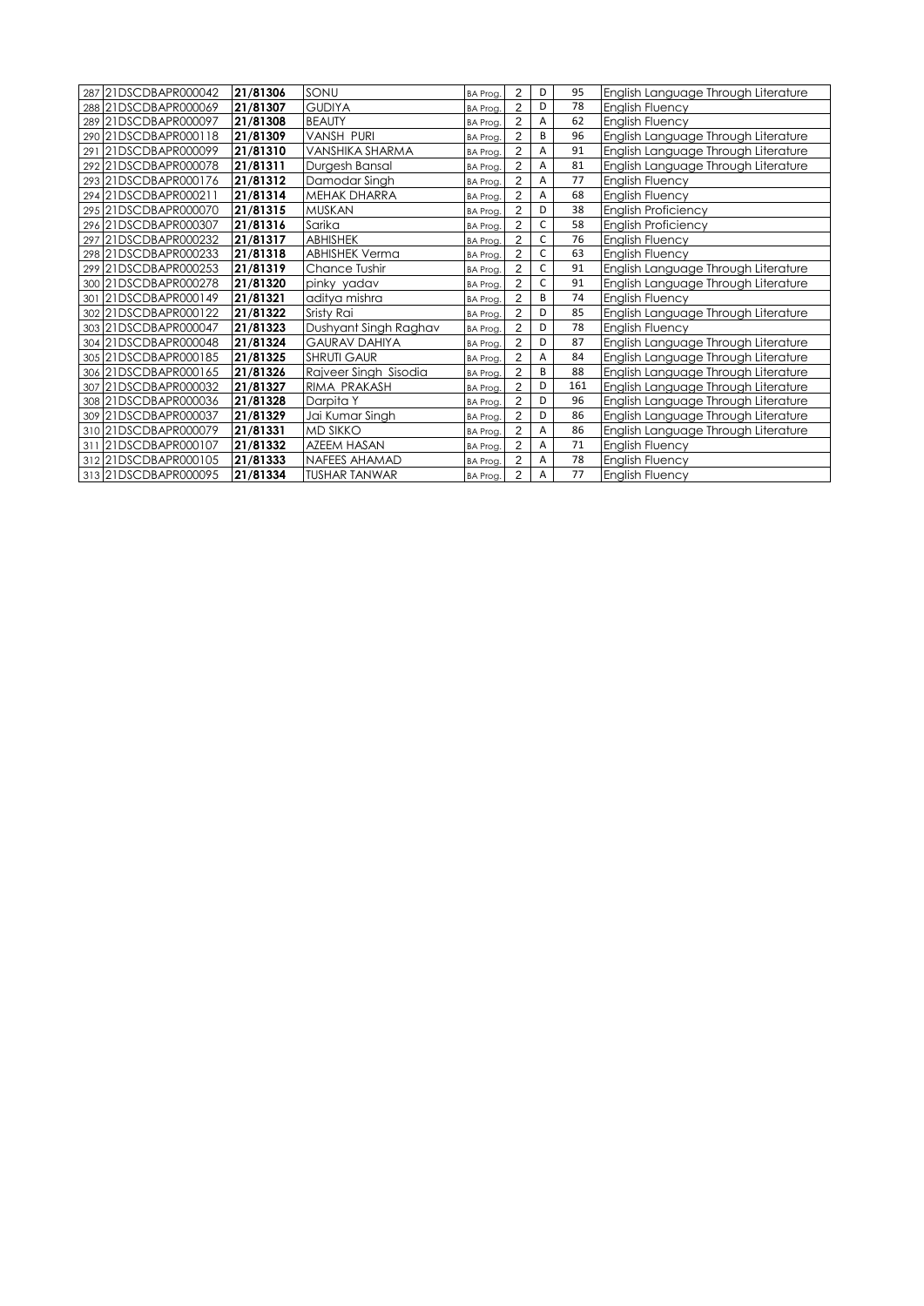| | | | | | | | | |
|---|---|---|---|---|---|---|---|---|
| 287 | 21DSCDBAPR000042 | 21/81306 | SONU | BA Prog. | 2 | D | 95 | English Language Through Literature |
| 288 | 21DSCDBAPR000069 | 21/81307 | GUDIYA | BA Prog. | 2 | D | 78 | English Fluency |
| 289 | 21DSCDBAPR000097 | 21/81308 | BEAUTY | BA Prog. | 2 | A | 62 | English Fluency |
| 290 | 21DSCDBAPR000118 | 21/81309 | VANSH PURI | BA Prog. | 2 | B | 96 | English Language Through Literature |
| 291 | 21DSCDBAPR000099 | 21/81310 | VANSHIKA SHARMA | BA Prog. | 2 | A | 91 | English Language Through Literature |
| 292 | 21DSCDBAPR000078 | 21/81311 | Durgesh Bansal | BA Prog. | 2 | A | 81 | English Language Through Literature |
| 293 | 21DSCDBAPR000176 | 21/81312 | Damodar Singh | BA Prog. | 2 | A | 77 | English Fluency |
| 294 | 21DSCDBAPR000211 | 21/81314 | MEHAK DHARRA | BA Prog. | 2 | A | 68 | English Fluency |
| 295 | 21DSCDBAPR000070 | 21/81315 | MUSKAN | BA Prog. | 2 | D | 38 | English Proficiency |
| 296 | 21DSCDBAPR000307 | 21/81316 | Sarika | BA Prog. | 2 | C | 58 | English Proficiency |
| 297 | 21DSCDBAPR000232 | 21/81317 | ABHISHEK | BA Prog. | 2 | C | 76 | English Fluency |
| 298 | 21DSCDBAPR000233 | 21/81318 | ABHISHEK Verma | BA Prog. | 2 | C | 63 | English Fluency |
| 299 | 21DSCDBAPR000253 | 21/81319 | Chance Tushir | BA Prog. | 2 | C | 91 | English Language Through Literature |
| 300 | 21DSCDBAPR000278 | 21/81320 | pinky yadav | BA Prog. | 2 | C | 91 | English Language Through Literature |
| 301 | 21DSCDBAPR000149 | 21/81321 | aditya mishra | BA Prog. | 2 | B | 74 | English Fluency |
| 302 | 21DSCDBAPR000122 | 21/81322 | Sristy Rai | BA Prog. | 2 | D | 85 | English Language Through Literature |
| 303 | 21DSCDBAPR000047 | 21/81323 | Dushyant Singh Raghav | BA Prog. | 2 | D | 78 | English Fluency |
| 304 | 21DSCDBAPR000048 | 21/81324 | GAURAV DAHIYA | BA Prog. | 2 | D | 87 | English Language Through Literature |
| 305 | 21DSCDBAPR000185 | 21/81325 | SHRUTI GAUR | BA Prog. | 2 | A | 84 | English Language Through Literature |
| 306 | 21DSCDBAPR000165 | 21/81326 | Rajveer Singh Sisodia | BA Prog. | 2 | B | 88 | English Language Through Literature |
| 307 | 21DSCDBAPR000032 | 21/81327 | RIMA PRAKASH | BA Prog. | 2 | D | 161 | English Language Through Literature |
| 308 | 21DSCDBAPR000036 | 21/81328 | Darpita Y | BA Prog. | 2 | D | 96 | English Language Through Literature |
| 309 | 21DSCDBAPR000037 | 21/81329 | Jai Kumar Singh | BA Prog. | 2 | D | 86 | English Language Through Literature |
| 310 | 21DSCDBAPR000079 | 21/81331 | MD SIKKO | BA Prog. | 2 | A | 86 | English Language Through Literature |
| 311 | 21DSCDBAPR000107 | 21/81332 | AZEEM HASAN | BA Prog. | 2 | A | 71 | English Fluency |
| 312 | 21DSCDBAPR000105 | 21/81333 | NAFEES AHAMAD | BA Prog. | 2 | A | 78 | English Fluency |
| 313 | 21DSCDBAPR000095 | 21/81334 | TUSHAR TANWAR | BA Prog. | 2 | A | 77 | English Fluency |